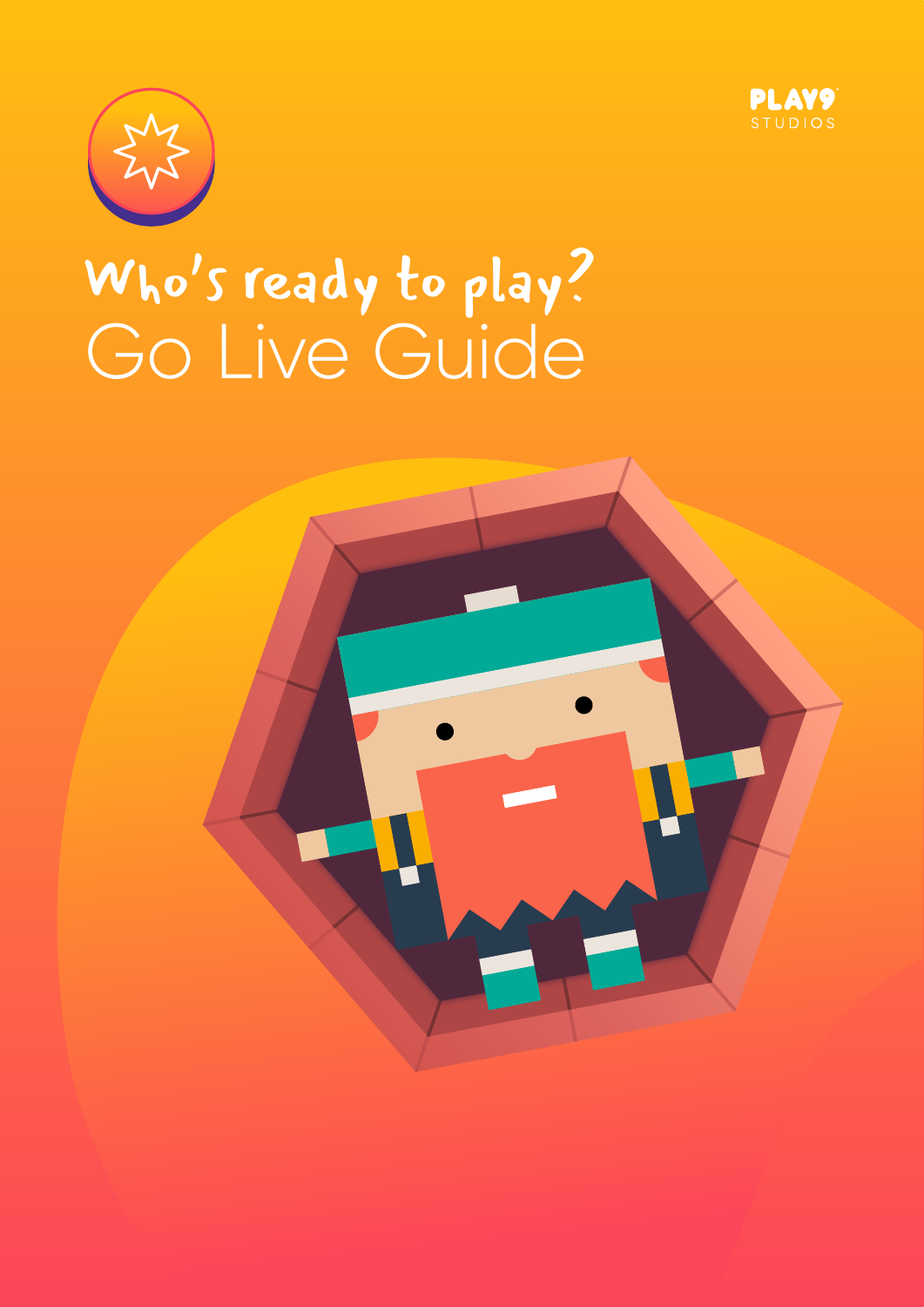PLAY9
STUDIOS

# Who's ready to play?
# Go Live Guide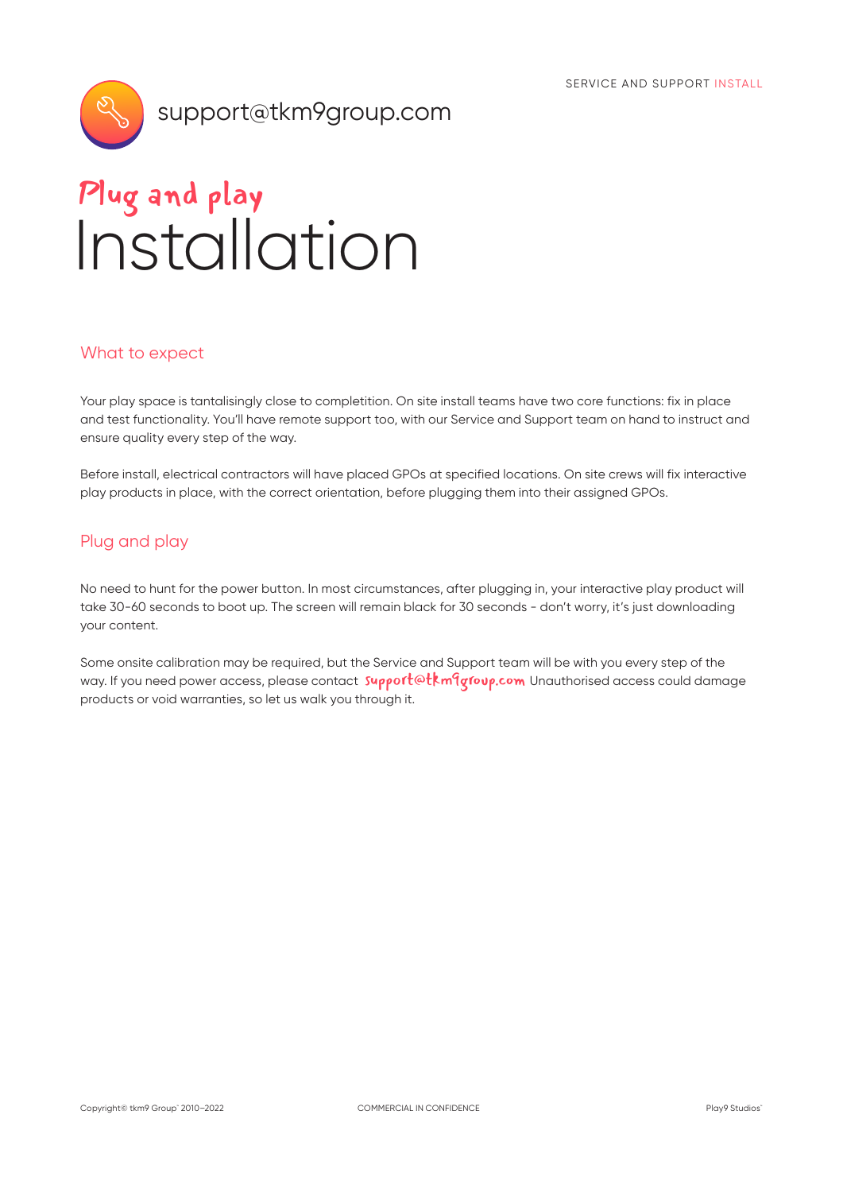support@tkm9group.com

# Plug and play
# Installation

## What to expect

Your play space is tantalisingly close to completition. On site install teams have two core functions: fix in place and test functionality. You'll have remote support too, with our Service and Support team on hand to instruct and ensure quality every step of the way.

Before install, electrical contractors will have placed GPOs at specified locations. On site crews will fix interactive play products in place, with the correct orientation, before plugging them into their assigned GPOs.

## Plug and play

No need to hunt for the power button. In most circumstances, after plugging in, your interactive play product will take 30-60 seconds to boot up. The screen will remain black for 30 seconds - don't worry, it's just downloading your content.

Some onsite calibration may be required, but the Service and Support team will be with you every step of the way. If you need power access, please contact support@tkm9group.com Unauthorised access could damage products or void warranties, so let us walk you through it.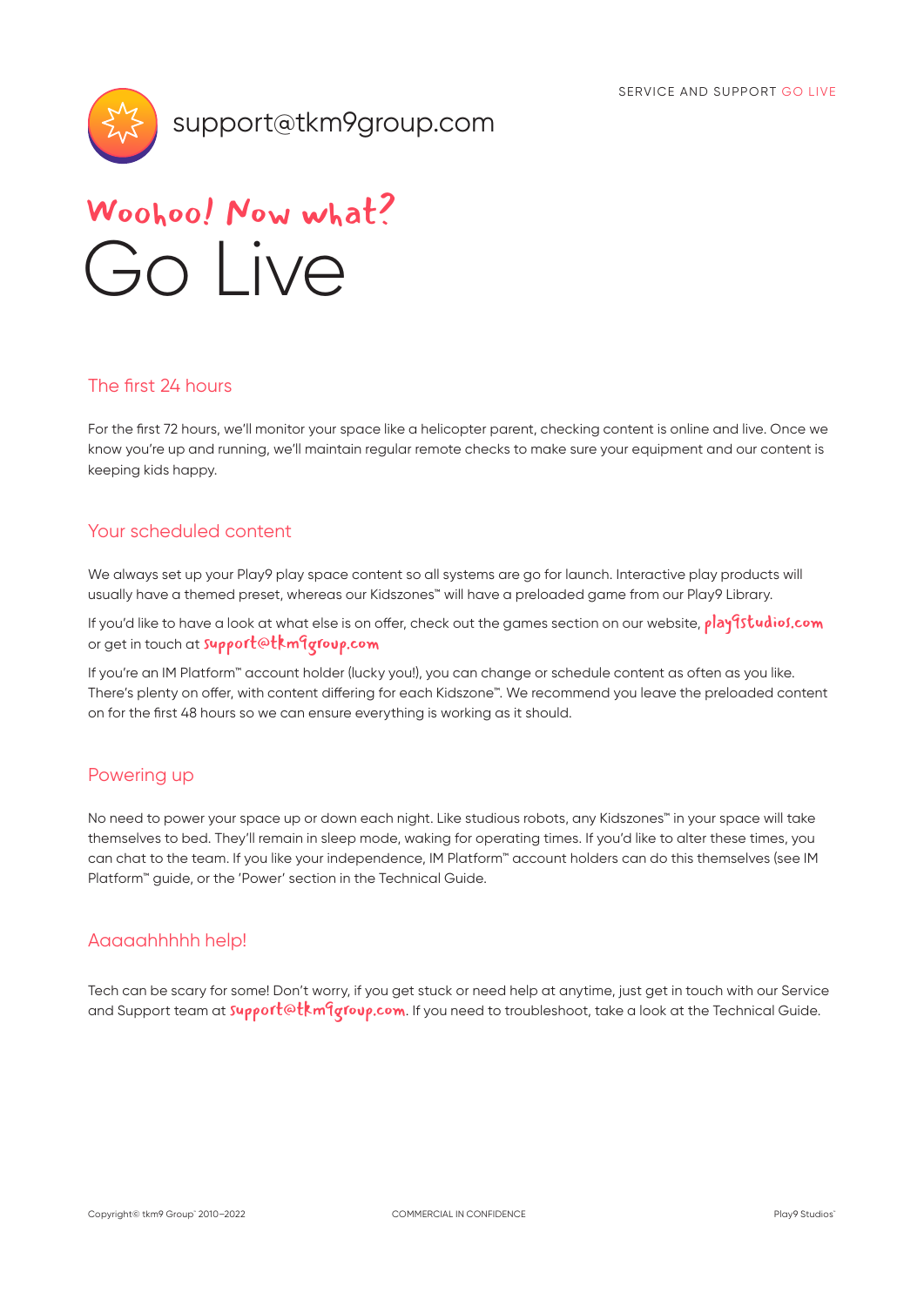support@tkm9group.com

# Woohoo! Now what?

# Go Live

## The first 24 hours

For the first 72 hours, we'll monitor your space like a helicopter parent, checking content is online and live. Once we know you're up and running, we'll maintain regular remote checks to make sure your equipment and our content is keeping kids happy.

## Your scheduled content

We always set up your Play9 play space content so all systems are go for launch. Interactive play products will usually have a themed preset, whereas our Kidszones™ will have a preloaded game from our Play9 Library.

If you'd like to have a look at what else is on offer, check out the games section on our website, play9studios.com or get in touch at support@tkm9group.com

If you're an IM Platform™ account holder (lucky you!), you can change or schedule content as often as you like. There's plenty on offer, with content differing for each Kidszone™. We recommend you leave the preloaded content on for the first 48 hours so we can ensure everything is working as it should.

## Powering up

No need to power your space up or down each night. Like studious robots, any Kidszones™ in your space will take themselves to bed. They'll remain in sleep mode, waking for operating times. If you'd like to alter these times, you can chat to the team. If you like your independence, IM Platform™ account holders can do this themselves (see IM Platform™ guide, or the 'Power' section in the Technical Guide.

## Aaaaahhhhh help!

Tech can be scary for some! Don't worry, if you get stuck or need help at anytime, just get in touch with our Service and Support team at support@tkm9group.com. If you need to troubleshoot, take a look at the Technical Guide.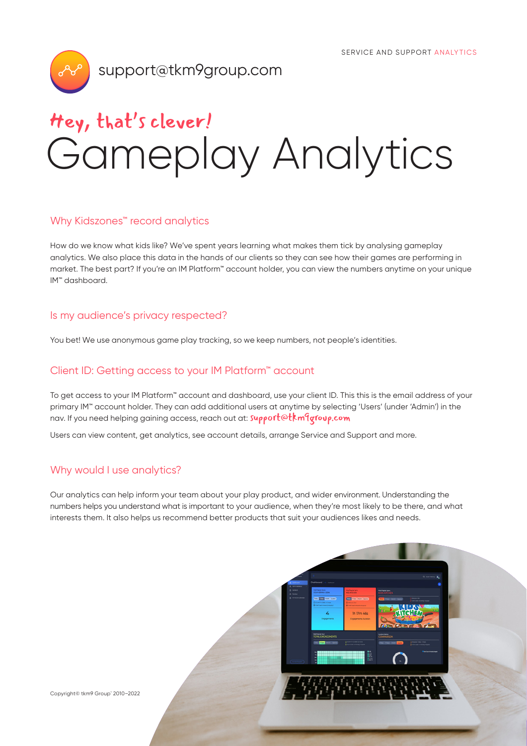SERVICE AND SUPPORT ANALYTICS

support@tkm9group.com

Hey, that's clever!

# Gameplay Analytics

## Why Kidszones™ record analytics

How do we know what kids like? We've spent years learning what makes them tick by analysing gameplay analytics. We also place this data in the hands of our clients so they can see how their games are performing in market. The best part? If you're an IM Platform™ account holder, you can view the numbers anytime on your unique IM™ dashboard.

## Is my audience's privacy respected?

You bet! We use anonymous game play tracking, so we keep numbers, not people's identities.

## Client ID: Getting access to your IM Platform™ account

To get access to your IM Platform™ account and dashboard, use your client ID. This this is the email address of your primary IM™ account holder. They can add additional users at anytime by selecting 'Users' (under 'Admin') in the nav. If you need helping gaining access, reach out at: support@tkm9group.com

Users can view content, get analytics, see account details, arrange Service and Support and more.

## Why would I use analytics?

Our analytics can help inform your team about your play product, and wider environment. Understanding the numbers helps you understand what is important to your audience, when they're most likely to be there, and what interests them. It also helps us recommend better products that suit your audiences likes and needs.

Copyright© tkm9 Group 2010–2022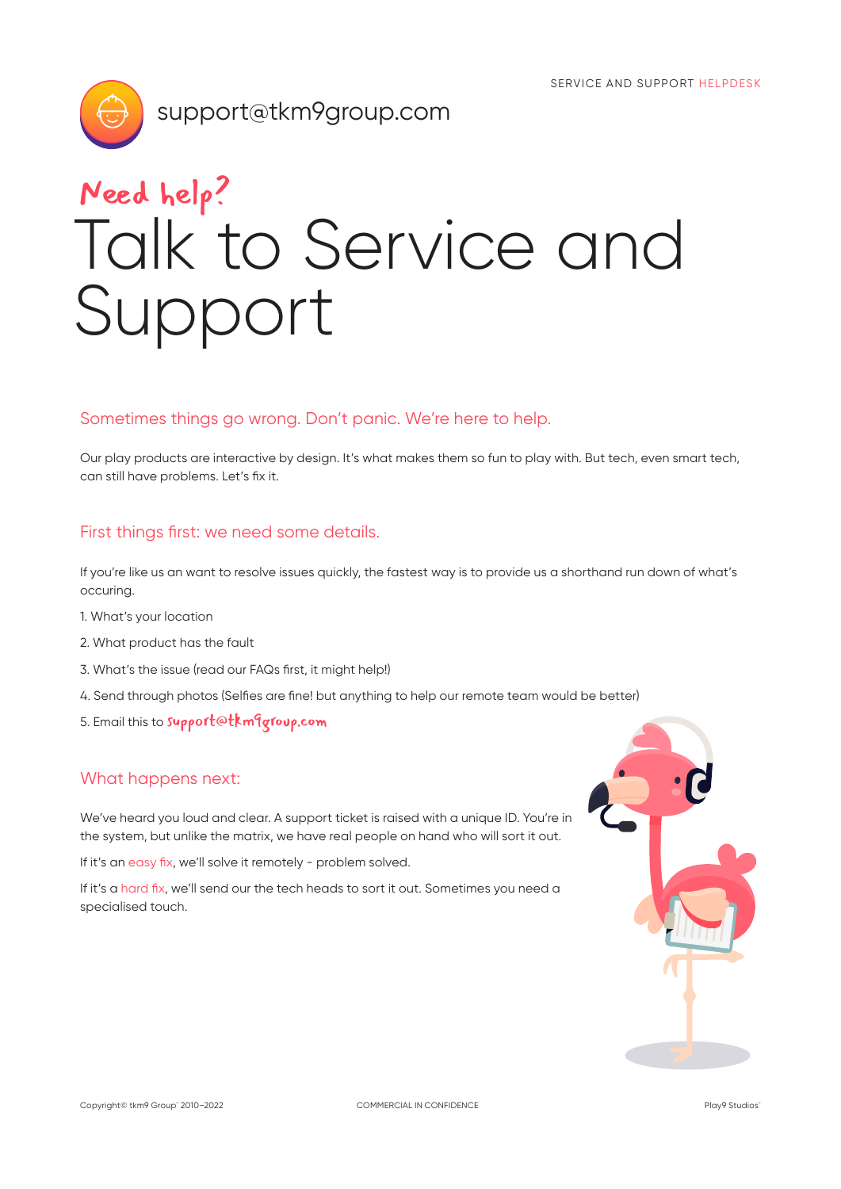SERVICE AND SUPPORT HELPDESK

support@tkm9group.com

Need help?

# Talk to Service and Support

## Sometimes things go wrong. Don't panic. We're here to help.

Our play products are interactive by design. It's what makes them so fun to play with. But tech, even smart tech, can still have problems. Let's fix it.

## First things first: we need some details.

If you're like us an want to resolve issues quickly, the fastest way is to provide us a shorthand run down of what's occuring.

1. What's your location
2. What product has the fault
3. What's the issue (read our FAQs first, it might help!)
4. Send through photos (Selfies are fine! but anything to help our remote team would be better)
5. Email this to support@tkm9group.com

## What happens next:

We've heard you loud and clear. A support ticket is raised with a unique ID. You're in the system, but unlike the matrix, we have real people on hand who will sort it out.

If it's an easy fix, we'll solve it remotely - problem solved.

If it's a hard fix, we'll send our the tech heads to sort it out. Sometimes you need a specialised touch.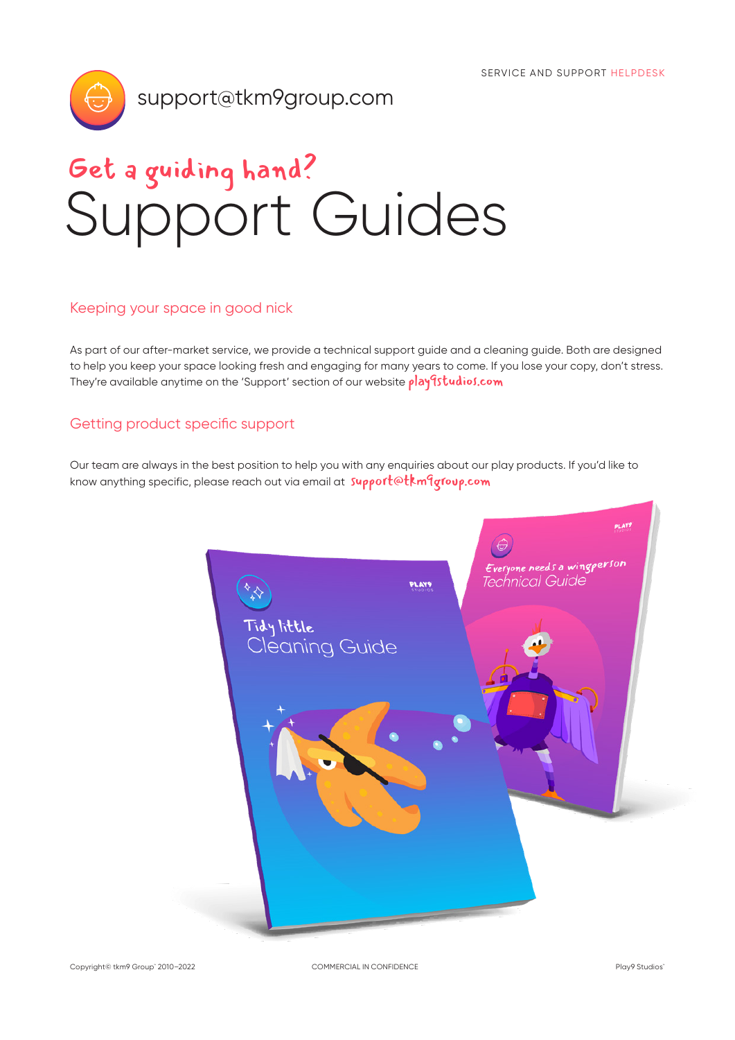SERVICE AND SUPPORT HELPDESK

support@tkm9group.com

*Get a guiding hand?*

# Support Guides

## Keeping your space in good nick

As part of our after-market service, we provide a technical support guide and a cleaning guide. Both are designed to help you keep your space looking fresh and engaging for many years to come. If you lose your copy, don't stress. They're available anytime on the 'Support' section of our website play9studios.com

## Getting product specific support

Our team are always in the best position to help you with any enquiries about our play products. If you'd like to know anything specific, please reach out via email at support@tkm9group.com

Tidy little Cleaning Guide

Everyone needs a wingperson Technical Guide

Copyright© tkm9 Group 2010–2022

COMMERCIAL IN CONFIDENCE

Play9 Studios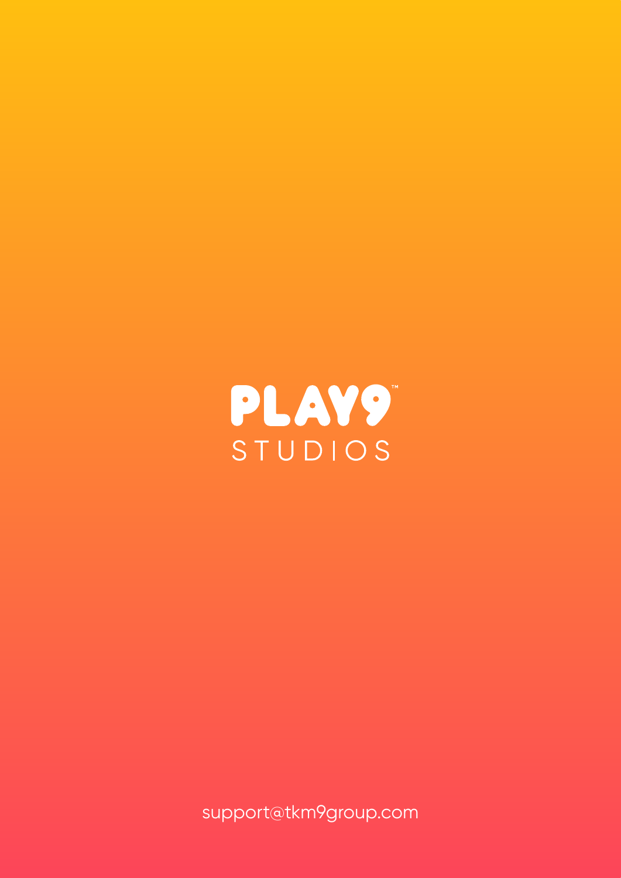PLAY9™

STUDIOS

support@tkm9group.com